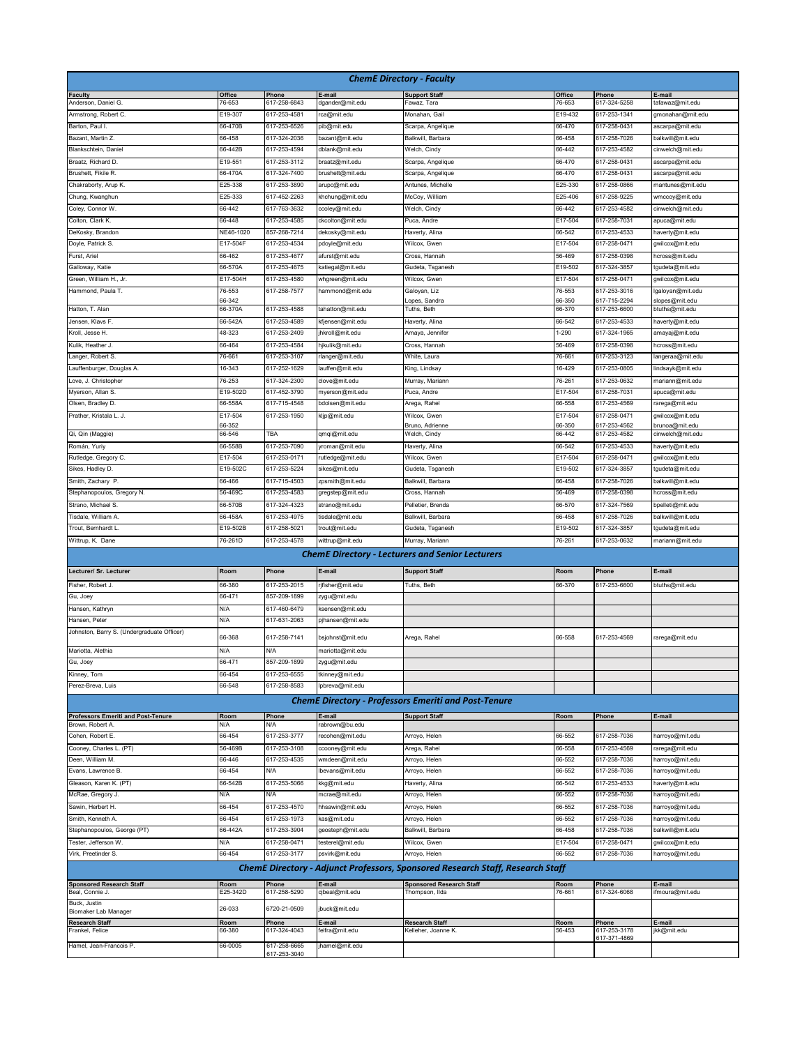## ChemE Directory - Faculty

| Faculty | Office | Phone | E-mail | Support Staff | Office | Phone | E-mail |
|---|---|---|---|---|---|---|---|
| Anderson, Daniel G. | 76-653 | 617-258-6843 | dgander@mit.edu | Fawaz, Tara | 76-653 | 617-324-5258 | tafawaz@mit.edu |
| Armstrong, Robert C. | E19-307 | 617-253-4581 | rca@mit.edu | Monahan, Gail | E19-432 | 617-253-1341 | gmonahan@mit.edu |
| Barton, Paul I. | 66-470B | 617-253-6526 | pib@mit.edu | Scarpa, Angelique | 66-470 | 617-258-0431 | ascarpa@mit.edu |
| Bazant, Martin Z. | 66-458 | 617-324-2036 | bazant@mit.edu | Balkwill, Barbara | 66-458 | 617-258-7026 | balkwill@mit.edu |
| Blankschtein, Daniel | 66-442B | 617-253-4594 | dblank@mit.edu | Welch, Cindy | 66-442 | 617-253-4582 | cinwelch@mit.edu |
| Braatz, Richard D. | E19-551 | 617-253-3112 | braatz@mit.edu | Scarpa, Angelique | 66-470 | 617-258-0431 | ascarpa@mit.edu |
| Brushett, Fikile R. | 66-470A | 617-324-7400 | brushett@mit.edu | Scarpa, Angelique | 66-470 | 617-258-0431 | ascarpa@mit.edu |
| Chakraborty, Arup K. | E25-338 | 617-253-3890 | arupc@mit.edu | Antunes, Michelle | E25-330 | 617-258-0866 | mantunes@mit.edu |
| Chung, Kwanghun | E25-333 | 617-452-2263 | khchung@mit.edu | McCoy, William | E25-406 | 617-258-9225 | wmccoy@mit.edu |
| Coley, Connor W. | 66-442 | 617-763-3632 | ccoley@mit.edu | Welch, Cindy | 66-442 | 617-253-4582 | cinwelch@mit.edu |
| Colton, Clark K. | 66-448 | 617-253-4585 | ckcolton@mit.edu | Puca, Andre | E17-504 | 617-258-7031 | apuca@mit.edu |
| DeKosky, Brandon | NE46-1020 | 857-268-7214 | dekosky@mit.edu | Haverty, Alina | 66-542 | 617-253-4533 | haverty@mit.edu |
| Doyle, Patrick S. | E17-504F | 617-253-4534 | pdoyle@mit.edu | Wilcox, Gwen | E17-504 | 617-258-0471 | gwilcox@mit.edu |
| Furst, Ariel | 66-462 | 617-253-4677 | afurst@mit.edu | Cross, Hannah | 56-469 | 617-258-0398 | hcross@mit.edu |
| Galloway, Katie | 66-570A | 617-253-4675 | katiegal@mit.edu | Gudeta, Tsganesh | E19-502 | 617-324-3857 | tgudeta@mit.edu |
| Green, William H., Jr. | E17-504H | 617-253-4580 | whgreen@mit.edu | Wilcox, Gwen | E17-504 | 617-258-0471 | gwilcox@mit.edu |
| Hammond, Paula T. | 76-553<br>66-342 | 617-258-7577 | hammond@mit.edu | Galoyan, Liz<br>Lopes, Sandra | 76-553<br>66-350 | 617-253-3016<br>617-715-2294 | lgaloyan@mit.edu<br>slopes@mit.edu |
| Hatton, T. Alan | 66-370A | 617-253-4588 | tahatton@mit.edu | Tuths, Beth | 66-370 | 617-253-6600 | btuths@mit.edu |
| Jensen, Klavs F. | 66-542A | 617-253-4589 | kfjensen@mit.edu | Haverty, Alina | 66-542 | 617-253-4533 | haverty@mit.edu |
| Kroll, Jesse H. | 48-323 | 617-253-2409 | jhkroll@mit.edu | Amaya, Jennifer | 1-290 | 617-324-1965 | amayaj@mit.edu |
| Kulik, Heather J. | 66-464 | 617-253-4584 | hjkulik@mit.edu | Cross, Hannah | 56-469 | 617-258-0398 | hcross@mit.edu |
| Langer, Robert S. | 76-661 | 617-253-3107 | rlanger@mit.edu | White, Laura | 76-661 | 617-253-3123 | langeraa@mit.edu |
| Lauffenburger, Douglas A. | 16-343 | 617-252-1629 | lauffen@mit.edu | King, Lindsay | 16-429 | 617-253-0805 | lindsayk@mit.edu |
| Love, J. Christopher | 76-253 | 617-324-2300 | clove@mit.edu | Murray, Mariann | 76-261 | 617-253-0632 | mariann@mit.edu |
| Myerson, Allan S. | E19-502D | 617-452-3790 | myerson@mit.edu | Puca, Andre | E17-504 | 617-258-7031 | apuca@mit.edu |
| Olsen, Bradley D. | 66-558A | 617-715-4548 | bdolsen@mit.edu | Arega, Rahel | 66-558 | 617-253-4569 | rarega@mit.edu |
| Prather, Kristala L. J. | E17-504<br>66-352 | 617-253-1950 | kljp@mit.edu | Wilcox, Gwen<br>Bruno, Adrienne | E17-504<br>66-350 | 617-258-0471<br>617-253-4562 | gwilcox@mit.edu<br>brunoa@mit.edu |
| Qi, Qin (Maggie) | 66-546 | TBA | qmqi@mit.edu | Welch, Cindy | 66-442 | 617-253-4582 | cinwelch@mit.edu |
| Román, Yuriy | 66-558B | 617-253-7090 | yroman@mit.edu | Haverty, Alina | 66-542 | 617-253-4533 | haverty@mit.edu |
| Rutledge, Gregory C. | E17-504 | 617-253-0171 | rutledge@mit.edu | Wilcox, Gwen | E17-504 | 617-258-0471 | gwilcox@mit.edu |
| Sikes, Hadley D. | E19-502C | 617-253-5224 | sikes@mit.edu | Gudeta, Tsganesh | E19-502 | 617-324-3857 | tgudeta@mit.edu |
| Smith, Zachary P. | 66-466 | 617-715-4503 | zpsmith@mit.edu | Balkwill, Barbara | 66-458 | 617-258-7026 | balkwill@mit.edu |
| Stephanopoulos, Gregory N. | 56-469C | 617-253-4583 | gregstep@mit.edu | Cross, Hannah | 56-469 | 617-258-0398 | hcross@mit.edu |
| Strano, Michael S. | 66-570B | 617-324-4323 | strano@mit.edu | Pelletier, Brenda | 66-570 | 617-324-7569 | bpelleti@mit.edu |
| Tisdale, William A. | 66-458A | 617-253-4975 | tisdale@mit.edu | Balkwill, Barbara | 66-458 | 617-258-7026 | balkwill@mit.edu |
| Trout, Bernhardt L. | E19-502B | 617-258-5021 | trout@mit.edu | Gudeta, Tsganesh | E19-502 | 617-324-3857 | tgudeta@mit.edu |
| Wittrup, K. Dane | 76-261D | 617-253-4578 | wittrup@mit.edu | Murray, Mariann | 76-261 | 617-253-0632 | mariann@mit.edu |

## ChemE Directory - Lecturers and Senior Lecturers

| Lecturer/ Sr. Lecturer | Room | Phone | E-mail | Support Staff | Room | Phone | E-mail |
|---|---|---|---|---|---|---|---|
| Fisher, Robert J. | 66-380 | 617-253-2015 | rjfisher@mit.edu | Tuths, Beth | 66-370 | 617-253-6600 | btuths@mit.edu |
| Gu, Joey | 66-471 | 857-209-1899 | zygu@mit.edu | | | | |
| Hansen, Kathryn | N/A | 617-460-6479 | ksensen@mit.edu | | | | |
| Hansen, Peter | N/A | 617-631-2063 | pjhansen@mit.edu | | | | |
| Johnston, Barry S. (Undergraduate Officer) | 66-368 | 617-258-7141 | bsjohnst@mit.edu | Arega, Rahel | 66-558 | 617-253-4569 | rarega@mit.edu |
| Mariotta, Alethia | N/A | N/A | mariotta@mit.edu | | | | |
| Gu, Joey | 66-471 | 857-209-1899 | zygu@mit.edu | | | | |
| Kinney, Tom | 66-454 | 617-253-6555 | tkinney@mit.edu | | | | |
| Perez-Breva, Luis | 66-548 | 617-258-8583 | lpbreva@mit.edu | | | | |

## ChemE Directory - Professors Emeriti and Post-Tenure

| Professors Emeriti and Post-Tenure | Room | Phone | E-mail | Support Staff | Room | Phone | E-mail |
|---|---|---|---|---|---|---|---|
| Brown, Robert A. | N/A | N/A | rabrown@bu.edu | | | | |
| Cohen, Robert E. | 66-454 | 617-253-3777 | recohen@mit.edu | Arroyo, Helen | 66-552 | 617-258-7036 | harroyo@mit.edu |
| Cooney, Charles L. (PT) | 56-469B | 617-253-3108 | ccooney@mit.edu | Arega, Rahel | 66-558 | 617-253-4569 | rarega@mit.edu |
| Deen, William M. | 66-446 | 617-253-4535 | wmdeen@mit.edu | Arroyo, Helen | 66-552 | 617-258-7036 | harroyo@mit.edu |
| Evans, Lawrence B. | 66-454 | N/A | lbevans@mit.edu | Arroyo, Helen | 66-552 | 617-258-7036 | harroyo@mit.edu |
| Gleason, Karen K. (PT) | 66-542B | 617-253-5066 | kkg@mit.edu | Haverty, Alina | 66-542 | 617-253-4533 | haverty@mit.edu |
| McRae, Gregory J. | N/A | N/A | mcrae@mit.edu | Arroyo, Helen | 66-552 | 617-258-7036 | harroyo@mit.edu |
| Sawin, Herbert H. | 66-454 | 617-253-4570 | hhsawin@mit.edu | Arroyo, Helen | 66-552 | 617-258-7036 | harroyo@mit.edu |
| Smith, Kenneth A. | 66-454 | 617-253-1973 | kas@mit.edu | Arroyo, Helen | 66-552 | 617-258-7036 | harroyo@mit.edu |
| Stephanopoulos, George (PT) | 66-442A | 617-253-3904 | geosteph@mit.edu | Balkwill, Barbara | 66-458 | 617-258-7036 | balkwill@mit.edu |
| Tester, Jefferson W. | N/A | 617-258-0471 | testerel@mit.edu | Wilcox, Gwen | E17-504 | 617-258-0471 | gwilcox@mit.edu |
| Virk, Preetinder S. | 66-454 | 617-253-3177 | psvirk@mit.edu | Arroyo, Helen | 66-552 | 617-258-7036 | harroyo@mit.edu |

## ChemE Directory - Adjunct Professors, Sponsored Research Staff, Research Staff

| Sponsored Research Staff | Room | Phone | E-mail | Sponsored Research Staff | Room | Phone | E-mail |
|---|---|---|---|---|---|---|---|
| Beal, Connie J. | E25-342D | 617-258-5290 | cjbeal@mit.edu | Thompson, Ilda | 76-661 | 617-324-6068 | ifmoura@mit.edu |
| Buck, Justin<br>Biomaker Lab Manager | 26-033 | 6720-21-0509 | jbuck@mit.edu | | | | |
| **Research Staff** | **Room** | **Phone** | **E-mail** | **Research Staff** | **Room** | **Phone** | **E-mail** |
| Frankel, Felice | 66-380 | 617-324-4043 | felfra@mit.edu | Kelleher, Joanne K. | 56-453 | 617-253-3178<br>617-371-4869 | jkk@mit.edu |
| Hamel, Jean-Francois P. | 66-0005 | 617-258-6665<br>617-253-3040 | jhamel@mit.edu | | | | |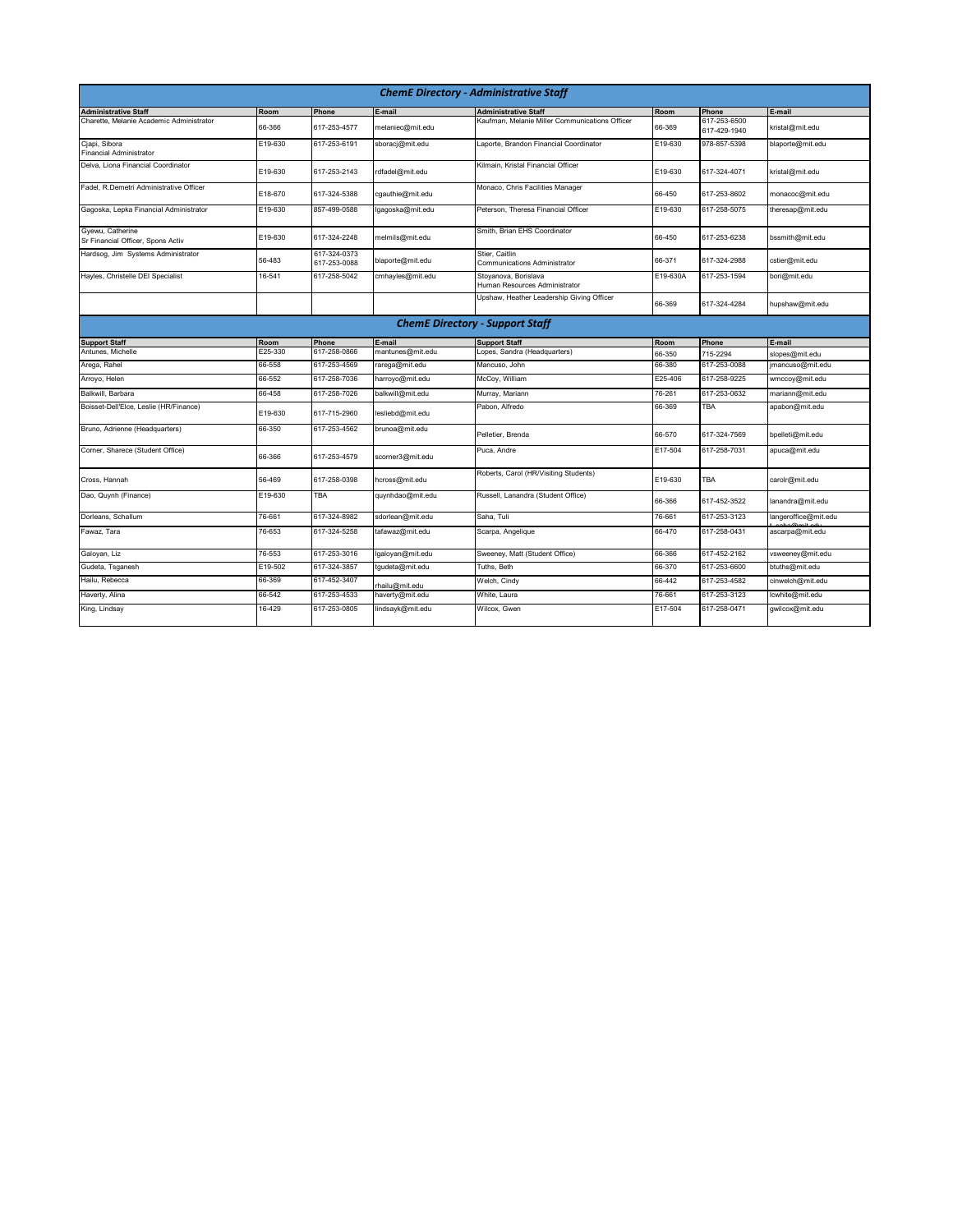## ChemE Directory - Administrative Staff

| Administrative Staff | Room | Phone | E-mail | Administrative Staff | Room | Phone | E-mail |
|---|---|---|---|---|---|---|---|
| Charette, Melanie Academic Administrator | 66-366 | 617-253-4577 | melaniec@mit.edu | Kaufman, Melanie Miller Communications Officer | 66-369 | 617-253-6500 617-429-1940 | kristal@mit.edu |
| Cjapi, Sibora Financial Administrator | E19-630 | 617-253-6191 | sboracj@mit.edu | Laporte, Brandon Financial Coordinator | E19-630 | 978-857-5398 | blaporte@mit.edu |
| Delva, Liona Financial Coordinator | E19-630 | 617-253-2143 | rdfadel@mit.edu | Kilmain, Kristal Financial Officer | E19-630 | 617-324-4071 | kristal@mit.edu |
| Fadel, R.Demetri Administrative Officer | E18-670 | 617-324-5388 | cgauthie@mit.edu | Monaco, Chris Facilities Manager | 66-450 | 617-253-8602 | monacoc@mit.edu |
| Gagoska, Lepka Financial Administrator | E19-630 | 857-499-0588 | lgagoska@mit.edu | Peterson, Theresa Financial Officer | E19-630 | 617-258-5075 | theresap@mit.edu |
| Gyewu, Catherine Sr Financial Officer, Spons Activ | E19-630 | 617-324-2248 | melmils@mit.edu | Smith, Brian EHS Coordinator | 66-450 | 617-253-6238 | bssmith@mit.edu |
| Hardsog, Jim Systems Administrator | 56-483 | 617-324-0373 617-253-0088 | blaporte@mit.edu | Stier, Caitlin Communications Administrator | 66-371 | 617-324-2988 | cstier@mit.edu |
| Hayles, Christelle DEI Specialist | 16-541 | 617-258-5042 | cmhayles@mit.edu | Stoyanova, Borislava Human Resources Administrator | E19-630A | 617-253-1594 | bori@mit.edu |
| | | | | Upshaw, Heather Leadership Giving Officer | 66-369 | 617-324-4284 | hupshaw@mit.edu |

## ChemE Directory - Support Staff

| Support Staff | Room | Phone | E-mail | Support Staff | Room | Phone | E-mail |
|---|---|---|---|---|---|---|---|
| Antunes, Michelle | E25-330 | 617-258-0866 | mantunes@mit.edu | Lopes, Sandra (Headquarters) | 66-350 | 715-2294 | slopes@mit.edu |
| Arega, Rahel | 66-558 | 617-253-4569 | rarega@mit.edu | Mancuso, John | 66-380 | 617-253-0088 | jmancuso@mit.edu |
| Arroyo, Helen | 66-552 | 617-258-7036 | harroyo@mit.edu | McCoy, William | E25-406 | 617-258-9225 | wmccoy@mit.edu |
| Balkwill, Barbara | 66-458 | 617-258-7026 | balkwill@mit.edu | Murray, Mariann | 76-261 | 617-253-0632 | mariann@mit.edu |
| Boisset-Dell'Elce, Leslie (HR/Finance) | E19-630 | 617-715-2960 | lesliebd@mit.edu | Pabon, Alfredo | 66-369 | TBA | apabon@mit.edu |
| Bruno, Adrienne (Headquarters) | 66-350 | 617-253-4562 | brunoa@mit.edu | Pelletier, Brenda | 66-570 | 617-324-7569 | bpelleti@mit.edu |
| Corner, Sharece (Student Office) | 66-366 | 617-253-4579 | scorner3@mit.edu | Puca, Andre | E17-504 | 617-258-7031 | apuca@mit.edu |
| Cross, Hannah | 56-469 | 617-258-0398 | hcross@mit.edu | Roberts, Carol (HR/Visiting Students) | E19-630 | TBA | carolr@mit.edu |
| Dao, Quynh (Finance) | E19-630 | TBA | quynhdao@mit.edu | Russell, Lanandra (Student Office) | 66-366 | 617-452-3522 | lanandra@mit.edu |
| Dorleans, Schallum | 76-661 | 617-324-8982 | sdorlean@mit.edu | Saha, Tuli | 76-661 | 617-253-3123 | langeroffice@mit.edu |
| Fawaz, Tara | 76-653 | 617-324-5258 | tafawaz@mit.edu | Scarpa, Angelique | 66-470 | 617-258-0431 | ascarpa@mit.edu |
| Galoyan, Liz | 76-553 | 617-253-3016 | lgaloyan@mit.edu | Sweeney, Matt (Student Office) | 66-366 | 617-452-2162 | vsweeney@mit.edu |
| Gudeta, Tsganesh | E19-502 | 617-324-3857 | tgudeta@mit.edu | Tuths, Beth | 66-370 | 617-253-6600 | btuths@mit.edu |
| Hailu, Rebecca | 66-369 | 617-452-3407 | rhailu@mit.edu | Welch, Cindy | 66-442 | 617-253-4582 | cinwelch@mit.edu |
| Haverty, Alina | 66-542 | 617-253-4533 | haverty@mit.edu | White, Laura | 76-661 | 617-253-3123 | lcwhite@mit.edu |
| King, Lindsay | 16-429 | 617-253-0805 | lindsayk@mit.edu | Wilcox, Gwen | E17-504 | 617-258-0471 | gwilcox@mit.edu |